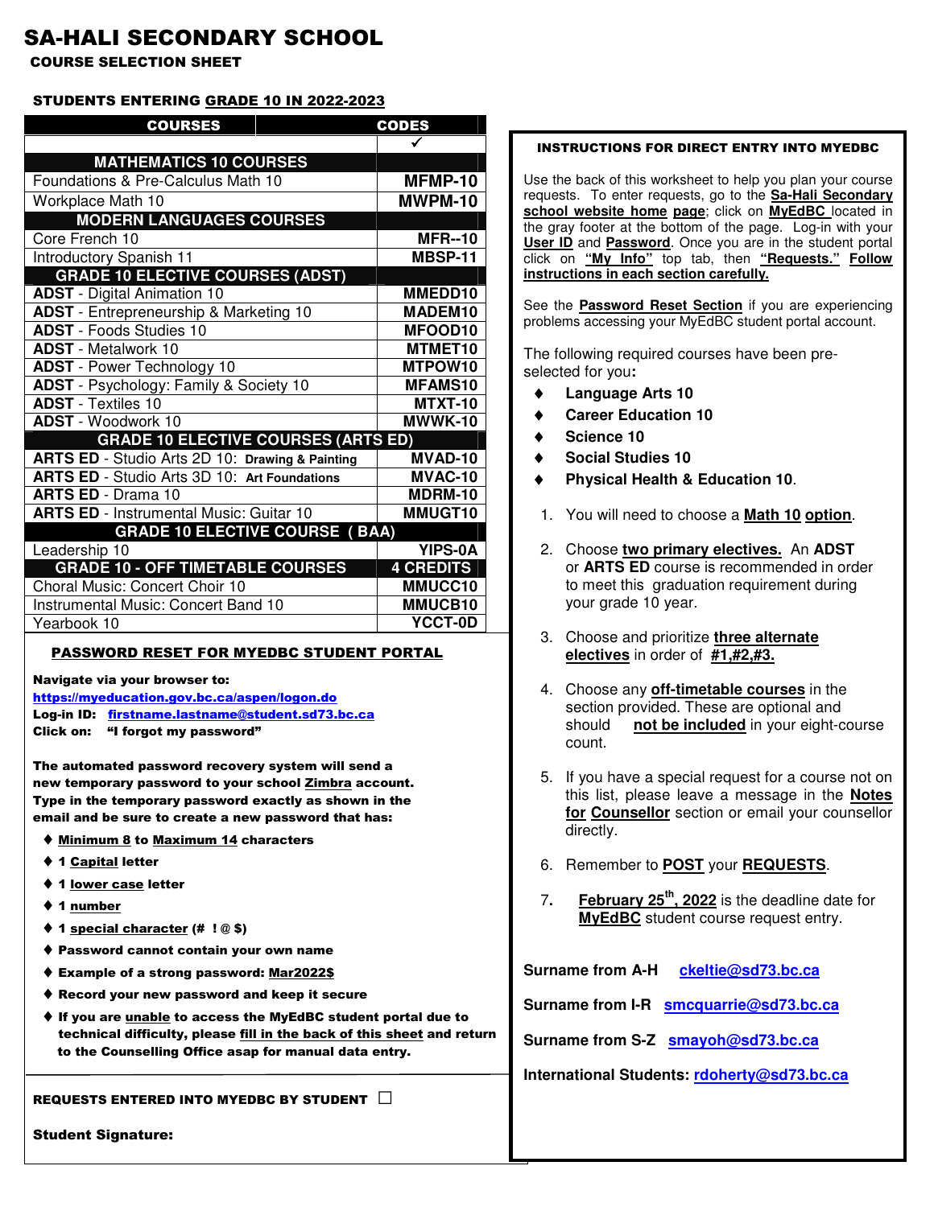# SA-HALI SECONDARY SCHOOL

## COURSE SELECTION SHEET

### STUDENTS ENTERING GRADE 10 IN 2022-2023

| COURSES | CODES | |
|---|---|---|
| | | ✓ |
| **MATHEMATICS 10 COURSES** | | |
| Foundations & Pre-Calculus Math 10 | **MFMP-10** | |
| Workplace Math 10 | **MWPM-10** | |
| **MODERN LANGUAGES COURSES** | | |
| Core French 10 | **MFR--10** | |
| Introductory Spanish 11 | **MBSP-11** | |
| **GRADE 10 ELECTIVE COURSES (ADST)** | | |
| **ADST** - Digital Animation 10 | **MMEDD10** | |
| **ADST** - Entrepreneurship & Marketing 10 | **MADEM10** | |
| **ADST** - Foods Studies 10 | **MFOOD10** | |
| **ADST** - Metalwork 10 | **MTMET10** | |
| **ADST** - Power Technology 10 | **MTPOW10** | |
| **ADST** - Psychology: Family & Society 10 | **MFAMS10** | |
| **ADST** - Textiles 10 | **MTXT-10** | |
| **ADST** - Woodwork 10 | **MWWK-10** | |
| **GRADE 10 ELECTIVE COURSES (ARTS ED)** | | |
| **ARTS ED** - Studio Arts 2D 10: **Drawing & Painting** | **MVAD-10** | |
| **ARTS ED** - Studio Arts 3D 10: **Art Foundations** | **MVAC-10** | |
| **ARTS ED** - Drama 10 | **MDRM-10** | |
| **ARTS ED** - Instrumental Music: Guitar 10 | **MMUGT10** | |
| **GRADE 10 ELECTIVE COURSE ( BAA)** | | |
| Leadership 10 | **YIPS-0A** | |
| **GRADE 10 - OFF TIMETABLE COURSES** | **4 CREDITS** | |
| Choral Music: Concert Choir 10 | **MMUCC10** | |
| Instrumental Music: Concert Band 10 | **MMUCB10** | |
| Yearbook 10 | **YCCT-0D** | |

### PASSWORD RESET FOR MYEDBC STUDENT PORTAL

**Navigate via your browser to:**
**https://myeducation.gov.bc.ca/aspen/logon.do**
**Log-in ID:** **firstname.lastname@student.sd73.bc.ca**
**Click on:** **"I forgot my password"**

**The automated password recovery system will send a new temporary password to your school Zimbra account. Type in the temporary password exactly as shown in the email and be sure to create a new password that has:**

- **Minimum 8 to Maximum 14 characters**
- **1 Capital letter**
- **1 lower case letter**
- **1 number**
- **1 special character (# ! @ $)**
- **Password cannot contain your own name**
- **Example of a strong password: Mar2022$**
- **Record your new password and keep it secure**
- **If you are unable to access the MyEdBC student portal due to technical difficulty, please fill in the back of this sheet and return to the Counselling Office asap for manual data entry.**

**REQUESTS ENTERED INTO MYEDBC BY STUDENT** ☐

**Student Signature:**

### INSTRUCTIONS FOR DIRECT ENTRY INTO MYEDBC

Use the back of this worksheet to help you plan your course requests. To enter requests, go to the **Sa-Hali Secondary school website home page**; click on **MyEdBC** located in the gray footer at the bottom of the page. Log-in with your **User ID** and **Password**. Once you are in the student portal click on **"My Info"** top tab, then **"Requests."** **Follow instructions in each section carefully.**

See the **Password Reset Section** if you are experiencing problems accessing your MyEdBC student portal account.

The following required courses have been pre-selected for you**:**

- **Language Arts 10**
- **Career Education 10**
- **Science 10**
- **Social Studies 10**
- **Physical Health & Education 10**.

1. You will need to choose a **Math 10 option**.
2. Choose **two primary electives.** An **ADST** or **ARTS ED** course is recommended in order to meet this graduation requirement during your grade 10 year.
3. Choose and prioritize **three alternate electives** in order of **#1,#2,#3.**
4. Choose any **off-timetable courses** in the section provided. These are optional and should **not be included** in your eight-course count.
5. If you have a special request for a course not on this list, please leave a message in the **Notes for Counsellor** section or email your counsellor directly.
6. Remember to **POST** your **REQUESTS**.
7. **February 25th, 2022** is the deadline date for **MyEdBC** student course request entry.

Surname from A-H **ckeltie@sd73.bc.ca**

Surname from I-R **smcquarrie@sd73.bc.ca**

Surname from S-Z **smayoh@sd73.bc.ca**

International Students: **rdoherty@sd73.bc.ca**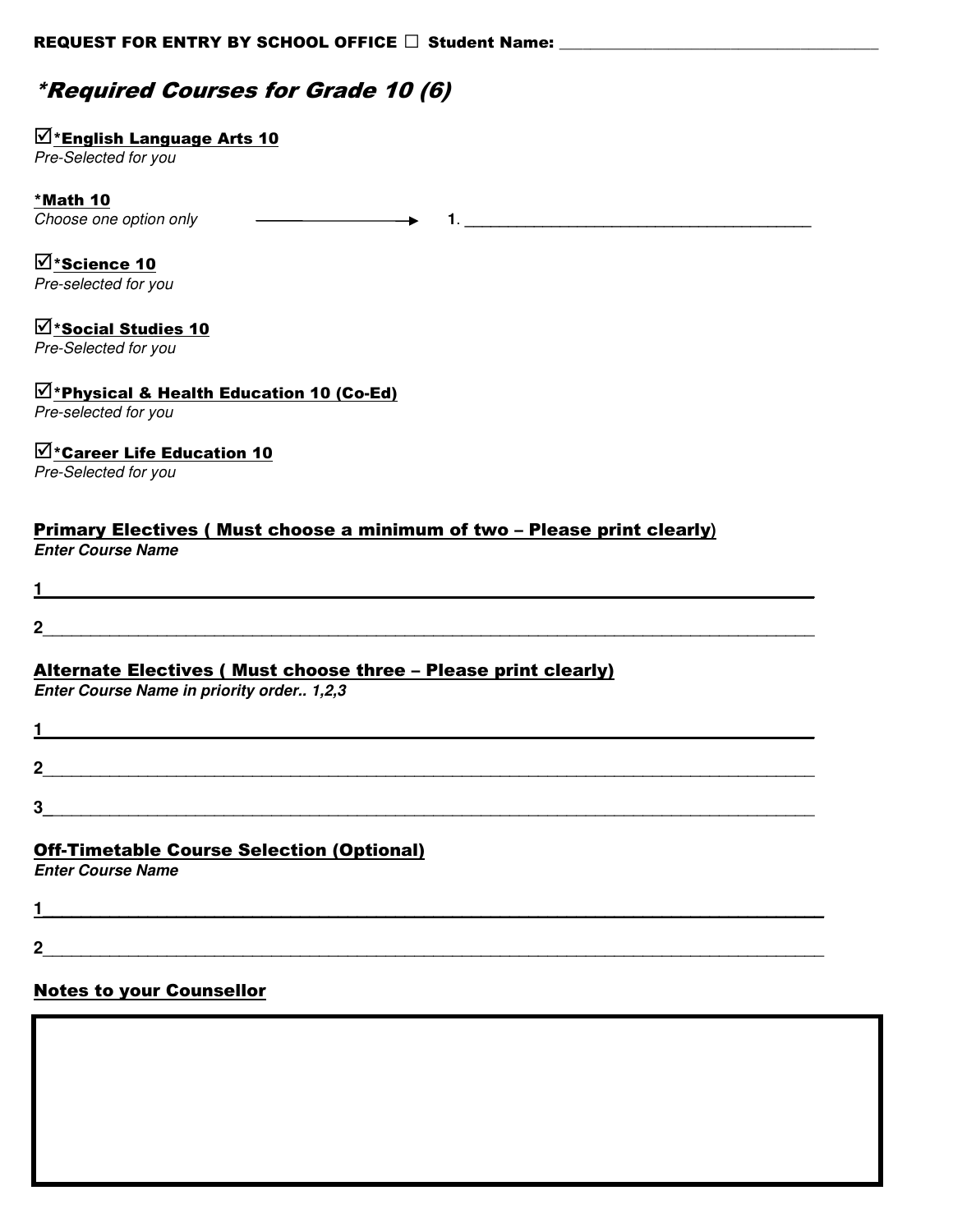REQUEST FOR ENTRY BY SCHOOL OFFICE ☐ Student Name: ____________________________________

# *Required Courses for Grade 10 (6)

☑ ***English Language Arts 10**
*Pre-Selected for you*

***Math 10**
*Choose one option only* ⟶ 1. ________________________________________

☑ ***Science 10**
*Pre-selected for you*

☑ ***Social Studies 10**
*Pre-Selected for you*

☑ ***Physical & Health Education 10 (Co-Ed)**
*Pre-selected for you*

☑ ***Career Life Education 10**
*Pre-Selected for you*

## Primary Electives ( Must choose a minimum of two – Please print clearly)

***Enter Course Name***

1________________________________________________________________________________

2________________________________________________________________________________

## Alternate Electives ( Must choose three – Please print clearly)

***Enter Course Name in priority order.. 1,2,3***

1________________________________________________________________________________

2________________________________________________________________________________

3________________________________________________________________________________

## Off-Timetable Course Selection (Optional)

***Enter Course Name***

1________________________________________________________________________________

2________________________________________________________________________________

## Notes to your Counsellor